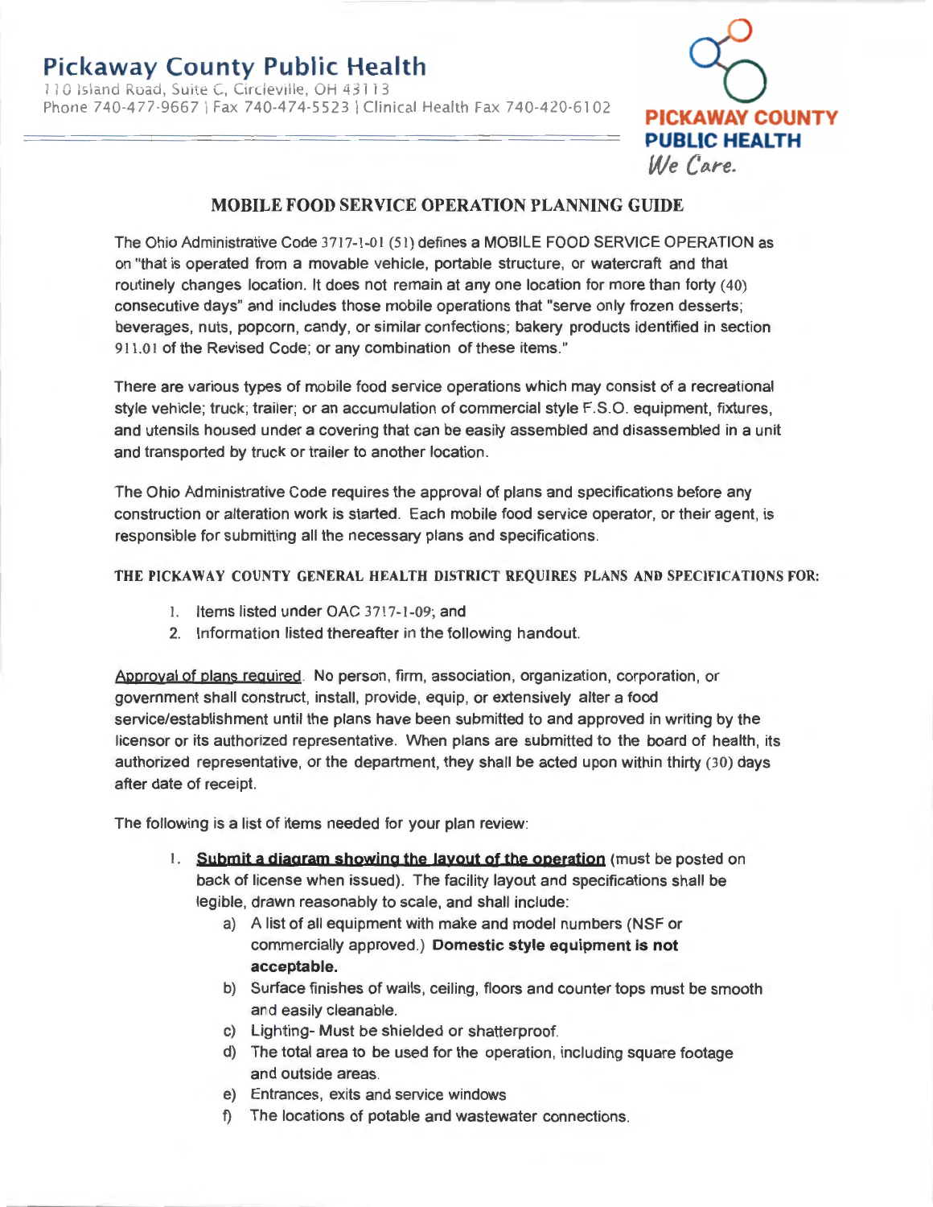# Pickaway County Public Health

110 Island Road, Suite C, Circleville, OH 43113
Phone 740-477-9667 | Fax 740-474-5523 | Clinical Health Fax 740-420-6102

**PICKAWAY COUNTY PUBLIC HEALTH**
*We Care.*

## MOBILE FOOD SERVICE OPERATION PLANNING GUIDE

The Ohio Administrative Code 3717-1-01 (51) defines a MOBILE FOOD SERVICE OPERATION as on "that is operated from a movable vehicle, portable structure, or watercraft and that routinely changes location. It does not remain at any one location for more than forty (40) consecutive days" and includes those mobile operations that "serve only frozen desserts; beverages, nuts, popcorn, candy, or similar confections; bakery products identified in section 911.01 of the Revised Code; or any combination of these items."

There are various types of mobile food service operations which may consist of a recreational style vehicle; truck; trailer; or an accumulation of commercial style F.S.O. equipment, fixtures, and utensils housed under a covering that can be easily assembled and disassembled in a unit and transported by truck or trailer to another location.

The Ohio Administrative Code requires the approval of plans and specifications before any construction or alteration work is started. Each mobile food service operator, or their agent, is responsible for submitting all the necessary plans and specifications.

**THE PICKAWAY COUNTY GENERAL HEALTH DISTRICT REQUIRES PLANS AND SPECIFICATIONS FOR:**

1. Items listed under OAC 3717-1-09; and
2. Information listed thereafter in the following handout.

Approval of plans required. No person, firm, association, organization, corporation, or government shall construct, install, provide, equip, or extensively alter a food service/establishment until the plans have been submitted to and approved in writing by the licensor or its authorized representative. When plans are submitted to the board of health, its authorized representative, or the department, they shall be acted upon within thirty (30) days after date of receipt.

The following is a list of items needed for your plan review:

1. **Submit a diagram showing the layout of the operation** (must be posted on back of license when issued). The facility layout and specifications shall be legible, drawn reasonably to scale, and shall include:
   a) A list of all equipment with make and model numbers (NSF or commercially approved.) **Domestic style equipment is not acceptable.**
   b) Surface finishes of walls, ceiling, floors and counter tops must be smooth and easily cleanable.
   c) Lighting- Must be shielded or shatterproof.
   d) The total area to be used for the operation, including square footage and outside areas.
   e) Entrances, exits and service windows
   f) The locations of potable and wastewater connections.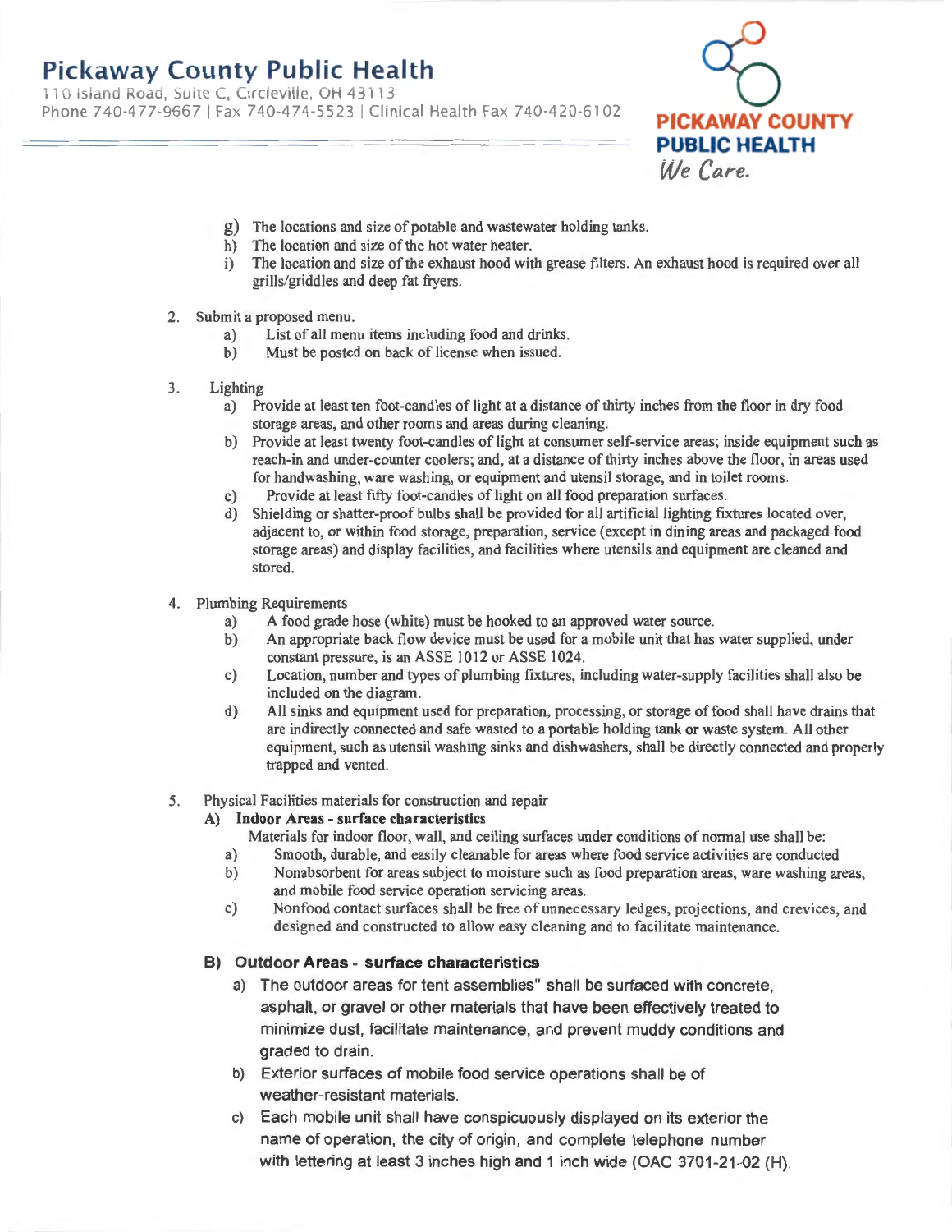g) The locations and size of potable and wastewater holding tanks.
h) The location and size of the hot water heater.
i) The location and size of the exhaust hood with grease filters. An exhaust hood is required over all grills/griddles and deep fat fryers.

2. Submit a proposed menu.
   a) List of all menu items including food and drinks.
   b) Must be posted on back of license when issued.

3. Lighting
   a) Provide at least ten foot-candles of light at a distance of thirty inches from the floor in dry food storage areas, and other rooms and areas during cleaning.
   b) Provide at least twenty foot-candles of light at consumer self-service areas; inside equipment such as reach-in and under-counter coolers; and, at a distance of thirty inches above the floor, in areas used for handwashing, ware washing, or equipment and utensil storage, and in toilet rooms.
   c) Provide at least fifty foot-candles of light on all food preparation surfaces.
   d) Shielding or shatter-proof bulbs shall be provided for all artificial lighting fixtures located over, adjacent to, or within food storage, preparation, service (except in dining areas and packaged food storage areas) and display facilities, and facilities where utensils and equipment are cleaned and stored.

4. Plumbing Requirements
   a) A food grade hose (white) must be hooked to an approved water source.
   b) An appropriate back flow device must be used for a mobile unit that has water supplied, under constant pressure, is an ASSE 1012 or ASSE 1024.
   c) Location, number and types of plumbing fixtures, including water-supply facilities shall also be included on the diagram.
   d) All sinks and equipment used for preparation, processing, or storage of food shall have drains that are indirectly connected and safe wasted to a portable holding tank or waste system. All other equipment, such as utensil washing sinks and dishwashers, shall be directly connected and properly trapped and vented.

5. Physical Facilities materials for construction and repair

   **A) Indoor Areas - surface characteristics**

   Materials for indoor floor, wall, and ceiling surfaces under conditions of normal use shall be:
   a) Smooth, durable, and easily cleanable for areas where food service activities are conducted
   b) Nonabsorbent for areas subject to moisture such as food preparation areas, ware washing areas, and mobile food service operation servicing areas.
   c) Nonfood contact surfaces shall be free of unnecessary ledges, projections, and crevices, and designed and constructed to allow easy cleaning and to facilitate maintenance.

   **B) Outdoor Areas - surface characteristics**
   a) The outdoor areas for tent assemblies" shall be surfaced with concrete, asphalt, or gravel or other materials that have been effectively treated to minimize dust, facilitate maintenance, and prevent muddy conditions and graded to drain.
   b) Exterior surfaces of mobile food service operations shall be of weather-resistant materials.
   c) Each mobile unit shall have conspicuously displayed on its exterior the name of operation, the city of origin, and complete telephone number with lettering at least 3 inches high and 1 inch wide (OAC 3701-21-02 (H).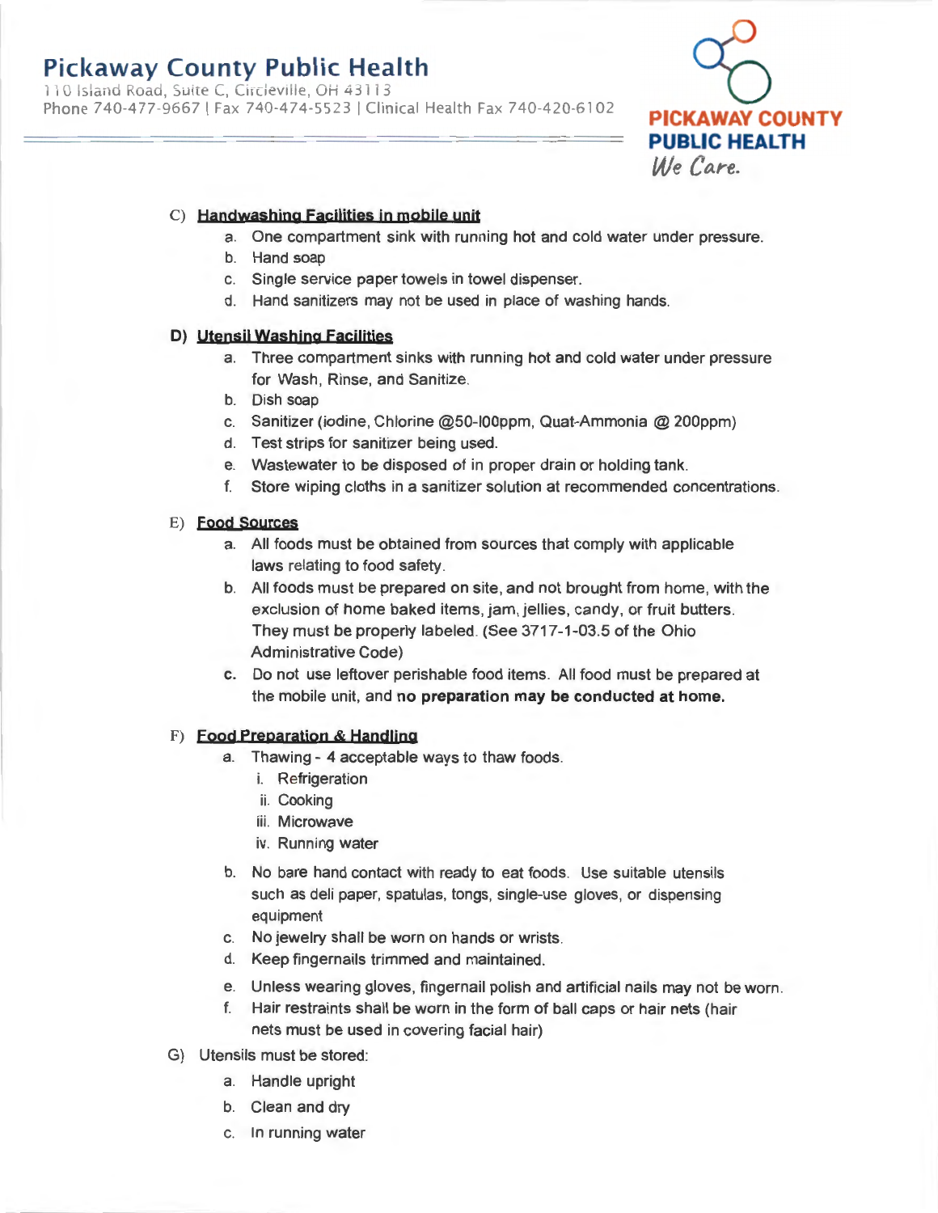C) **Handwashing Facilities in mobile unit**

a. One compartment sink with running hot and cold water under pressure.
b. Hand soap
c. Single service paper towels in towel dispenser.
d. Hand sanitizers may not be used in place of washing hands.

D) **Utensil Washing Facilities**

a. Three compartment sinks with running hot and cold water under pressure for Wash, Rinse, and Sanitize.
b. Dish soap
c. Sanitizer (iodine, Chlorine @50-l00ppm, Quat-Ammonia @ 200ppm)
d. Test strips for sanitizer being used.
e. Wastewater to be disposed of in proper drain or holding tank.
f. Store wiping cloths in a sanitizer solution at recommended concentrations.

E) **Food Sources**

a. All foods must be obtained from sources that comply with applicable laws relating to food safety.
b. All foods must be prepared on site, and not brought from home, with the exclusion of home baked items, jam, jellies, candy, or fruit butters. They must be properly labeled. (See 3717-1-03.5 of the Ohio Administrative Code)
c. Do not use leftover perishable food items. All food must be prepared at the mobile unit, and **no preparation may be conducted at home.**

F) **Food Preparation & Handling**

a. Thawing - 4 acceptable ways to thaw foods.
   i. Refrigeration
   ii. Cooking
   iii. Microwave
   iv. Running water
b. No bare hand contact with ready to eat foods. Use suitable utensils such as deli paper, spatulas, tongs, single-use gloves, or dispensing equipment
c. No jewelry shall be worn on hands or wrists.
d. Keep fingernails trimmed and maintained.
e. Unless wearing gloves, fingernail polish and artificial nails may not be worn.
f. Hair restraints shall be worn in the form of ball caps or hair nets (hair nets must be used in covering facial hair)

G) Utensils must be stored:

a. Handle upright
b. Clean and dry
c. In running water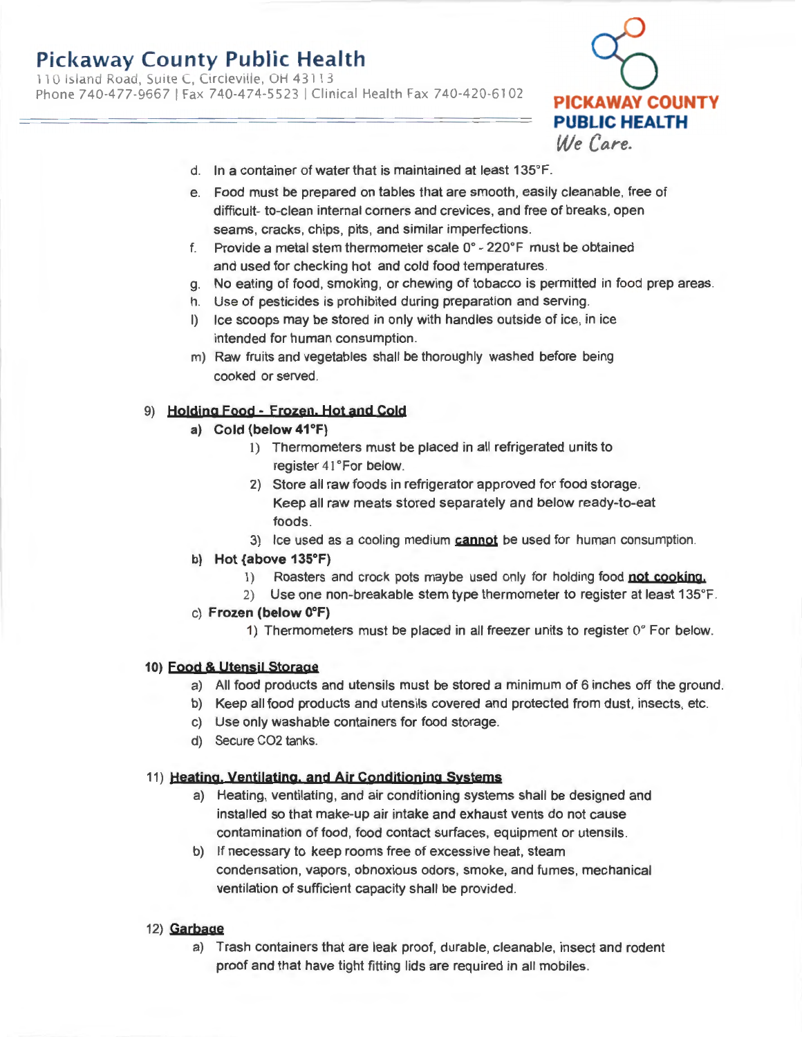d. In a container of water that is maintained at least 135°F.

e. Food must be prepared on tables that are smooth, easily cleanable, free of difficult- to-clean internal corners and crevices, and free of breaks, open seams, cracks, chips, pits, and similar imperfections.

f. Provide a metal stem thermometer scale 0° - 220°F must be obtained and used for checking hot and cold food temperatures.

g. No eating of food, smoking, or chewing of tobacco is permitted in food prep areas.

h. Use of pesticides is prohibited during preparation and serving.

l) Ice scoops may be stored in only with handles outside of ice, in ice intended for human consumption.

m) Raw fruits and vegetables shall be thoroughly washed before being cooked or served.

9) **Holding Food - Frozen, Hot and Cold**

a) **Cold (below 41°F)**

1) Thermometers must be placed in all refrigerated units to register 41°For below.
2) Store all raw foods in refrigerator approved for food storage. Keep all raw meats stored separately and below ready-to-eat foods.
3) Ice used as a cooling medium **cannot** be used for human consumption.

b) **Hot {above 135°F)**

1) Roasters and crock pots maybe used only for holding food **not cooking.**
2) Use one non-breakable stem type thermometer to register at least 135°F.

c) **Frozen (below 0°F)**

1) Thermometers must be placed in all freezer units to register 0° For below.

**10) Food & Utensil Storage**

a) All food products and utensils must be stored a minimum of 6 inches off the ground.

b) Keep all food products and utensils covered and protected from dust, insects, etc.

c) Use only washable containers for food storage.

d) Secure $CO_2$ tanks.

11) **Heating, Ventilating, and Air Conditioning Systems**

a) Heating, ventilating, and air conditioning systems shall be designed and installed so that make-up air intake and exhaust vents do not cause contamination of food, food contact surfaces, equipment or utensils.

b) If necessary to keep rooms free of excessive heat, steam condensation, vapors, obnoxious odors, smoke, and fumes, mechanical ventilation of sufficient capacity shall be provided.

12) **Garbage**

a) Trash containers that are leak proof, durable, cleanable, insect and rodent proof and that have tight fitting lids are required in all mobiles.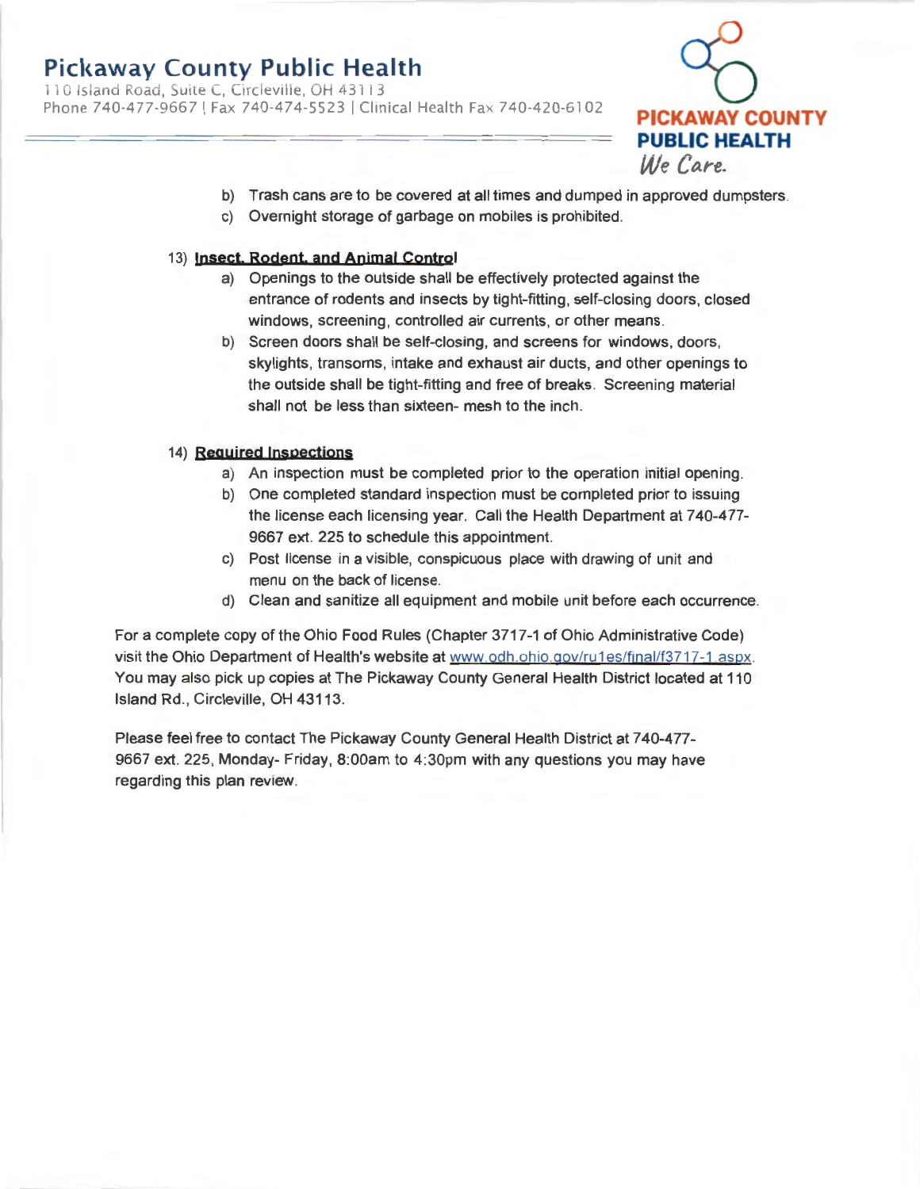b) Trash cans are to be covered at all times and dumped in approved dumpsters.
c) Overnight storage of garbage on mobiles is prohibited.

13) **Insect, Rodent, and Animal Control**
   a) Openings to the outside shall be effectively protected against the entrance of rodents and insects by tight-fitting, self-closing doors, closed windows, screening, controlled air currents, or other means.
   b) Screen doors shall be self-closing, and screens for windows, doors, skylights, transoms, intake and exhaust air ducts, and other openings to the outside shall be tight-fitting and free of breaks. Screening material shall not be less than sixteen- mesh to the inch.

14) **Required Inspections**
   a) An inspection must be completed prior to the operation initial opening.
   b) One completed standard inspection must be completed prior to issuing the license each licensing year. Call the Health Department at 740-477-9667 ext. 225 to schedule this appointment.
   c) Post license in a visible, conspicuous place with drawing of unit and menu on the back of license.
   d) Clean and sanitize all equipment and mobile unit before each occurrence.

For a complete copy of the Ohio Food Rules (Chapter 3717-1 of Ohio Administrative Code) visit the Ohio Department of Health's website at www.odh.ohio.gov/ru1es/final/f3717-1.aspx. You may also pick up copies at The Pickaway County General Health District located at 110 Island Rd., Circleville, OH 43113.

Please feel free to contact The Pickaway County General Health District at 740-477-9667 ext. 225, Monday- Friday, 8:00am to 4:30pm with any questions you may have regarding this plan review.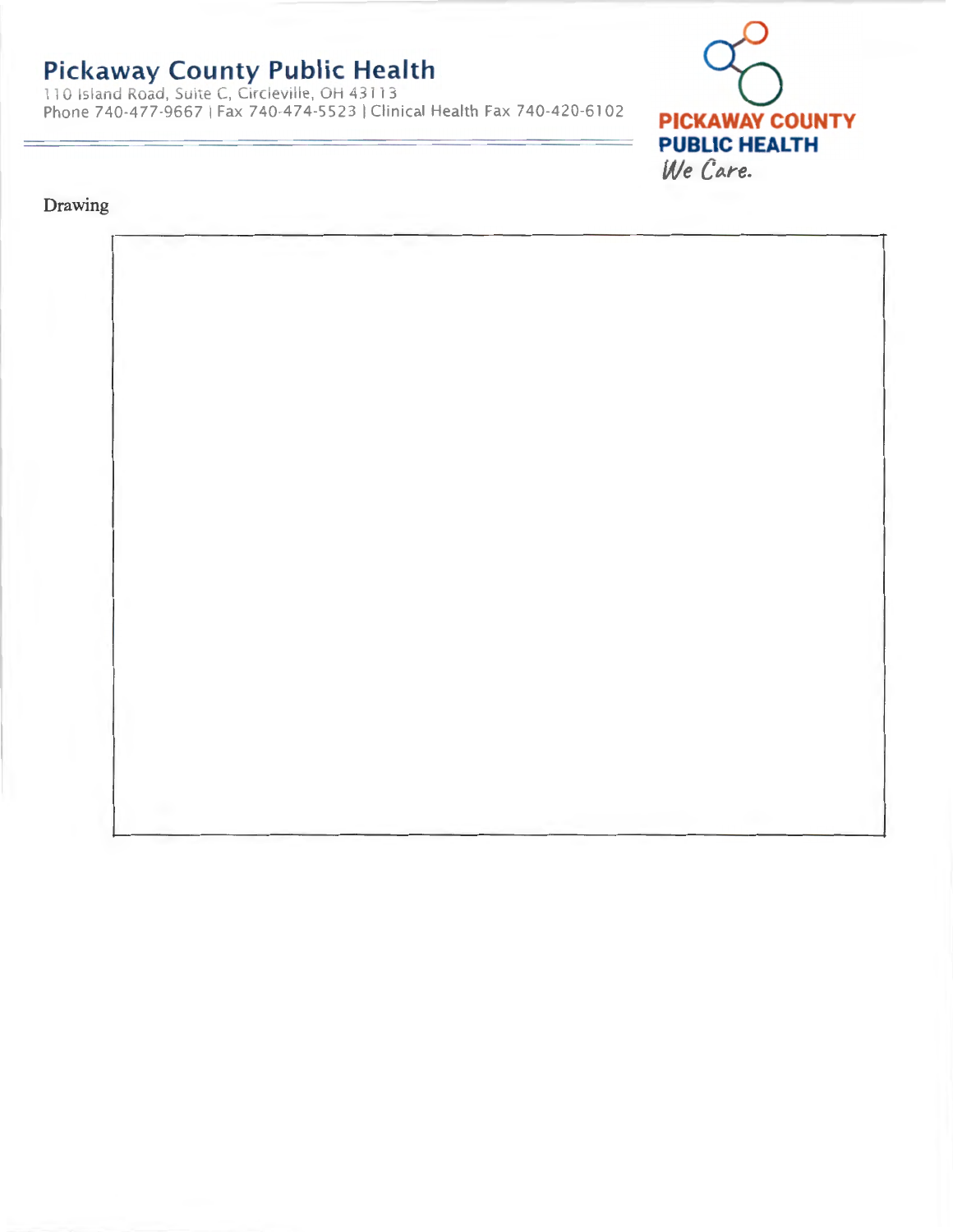Drawing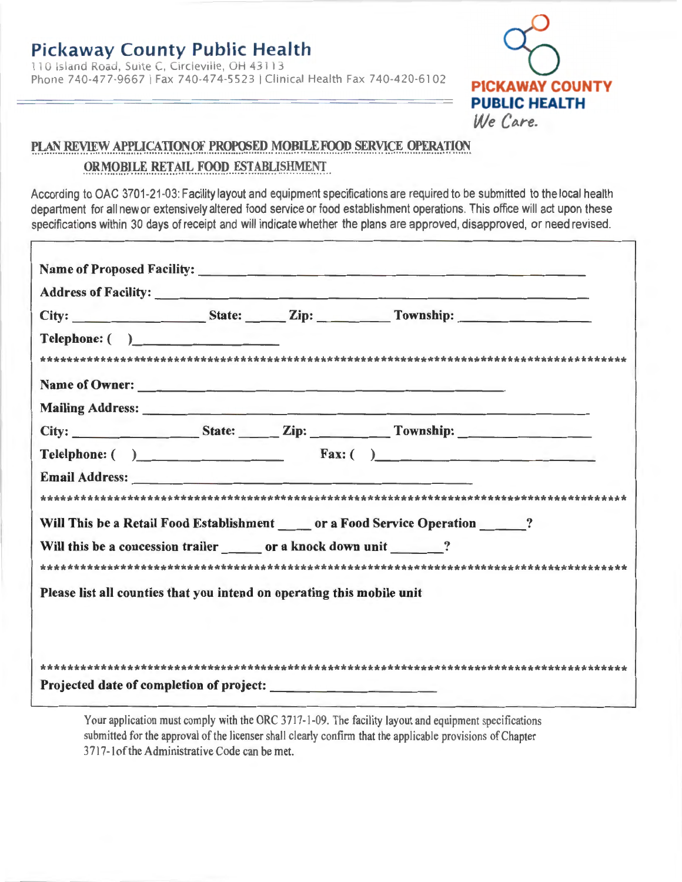# Pickaway County Public Health

110 Island Road, Suite C, Circleville, OH 43113
Phone 740-477-9667 | Fax 740-474-5523 | Clinical Health Fax 740-420-6102

PICKAWAY COUNTY PUBLIC HEALTH
*We Care.*

## PLAN REVIEW APPLICATION OF PROPOSED MOBILE FOOD SERVICE OPERATION OR MOBILE RETAIL FOOD ESTABLISHMENT

According to OAC 3701-21-03: Facility layout and equipment specifications are required to be submitted to the local health department for all new or extensively altered food service or food establishment operations. This office will act upon these specifications within 30 days of receipt and will indicate whether the plans are approved, disapproved, or need revised.

**Name of Proposed Facility:** ______________________________

**Address of Facility:** ______________________________

**City:** ______________ **State:** _____ **Zip:** ________ **Township:** ______________

**Telephone: (   )** ______________

***************************************************************************************************

**Name of Owner:** ______________________________

**Mailing Address:** ______________________________

**City:** ______________ **State:** _____ **Zip:** ________ **Township:** ______________

**Telelphone: (   )** ______________ **Fax: (   )** ______________

**Email Address:** ______________________________

***************************************************************************************************

**Will This be a Retail Food Establishment ____ or a Food Service Operation ______?**

**Will this be a concession trailer _____ or a knock down unit _______?**

***************************************************************************************************

**Please list all counties that you intend on operating this mobile unit**

***************************************************************************************************

**Projected date of completion of project:** ______________

Your application must comply with the ORC 3717-1-09. The facility layout and equipment specifications submitted for the approval of the licenser shall clearly confirm that the applicable provisions of Chapter 3717-1 of the Administrative Code can be met.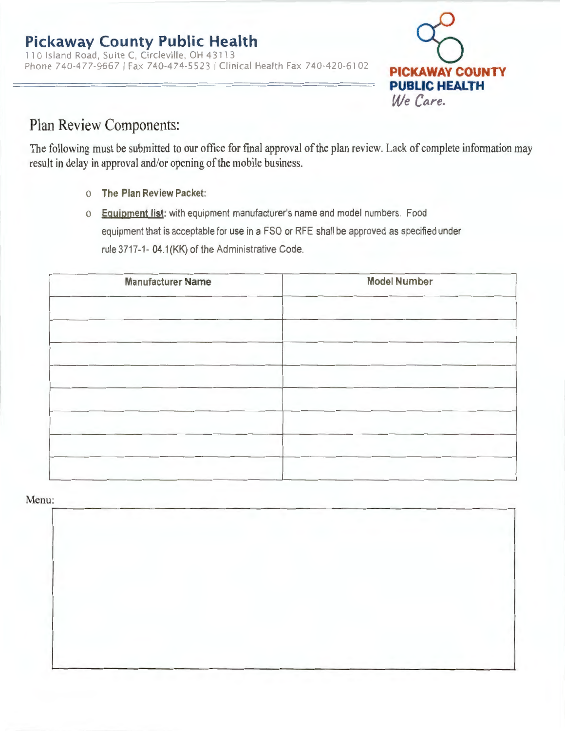# Pickaway County Public Health

110 Island Road, Suite C, Circleville, OH 43113
Phone 740-477-9667 | Fax 740-474-5523 | Clinical Health Fax 740-420-6102

PICKAWAY COUNTY PUBLIC HEALTH
*We Care.*

## Plan Review Components:

The following must be submitted to our office for final approval of the plan review. Lack of complete information may result in delay in approval and/or opening of the mobile business.

- **The Plan Review Packet:**
- **Equipment list:** with equipment manufacturer's name and model numbers. Food equipment that is acceptable for use in a FSO or RFE shall be approved as specified under rule 3717-1- 04.1(KK) of the Administrative Code.

| Manufacturer Name | Model Number |
|---|---|
| | |
| | |
| | |
| | |
| | |
| | |
| | |
| | |

Menu:

| |
|---|
| |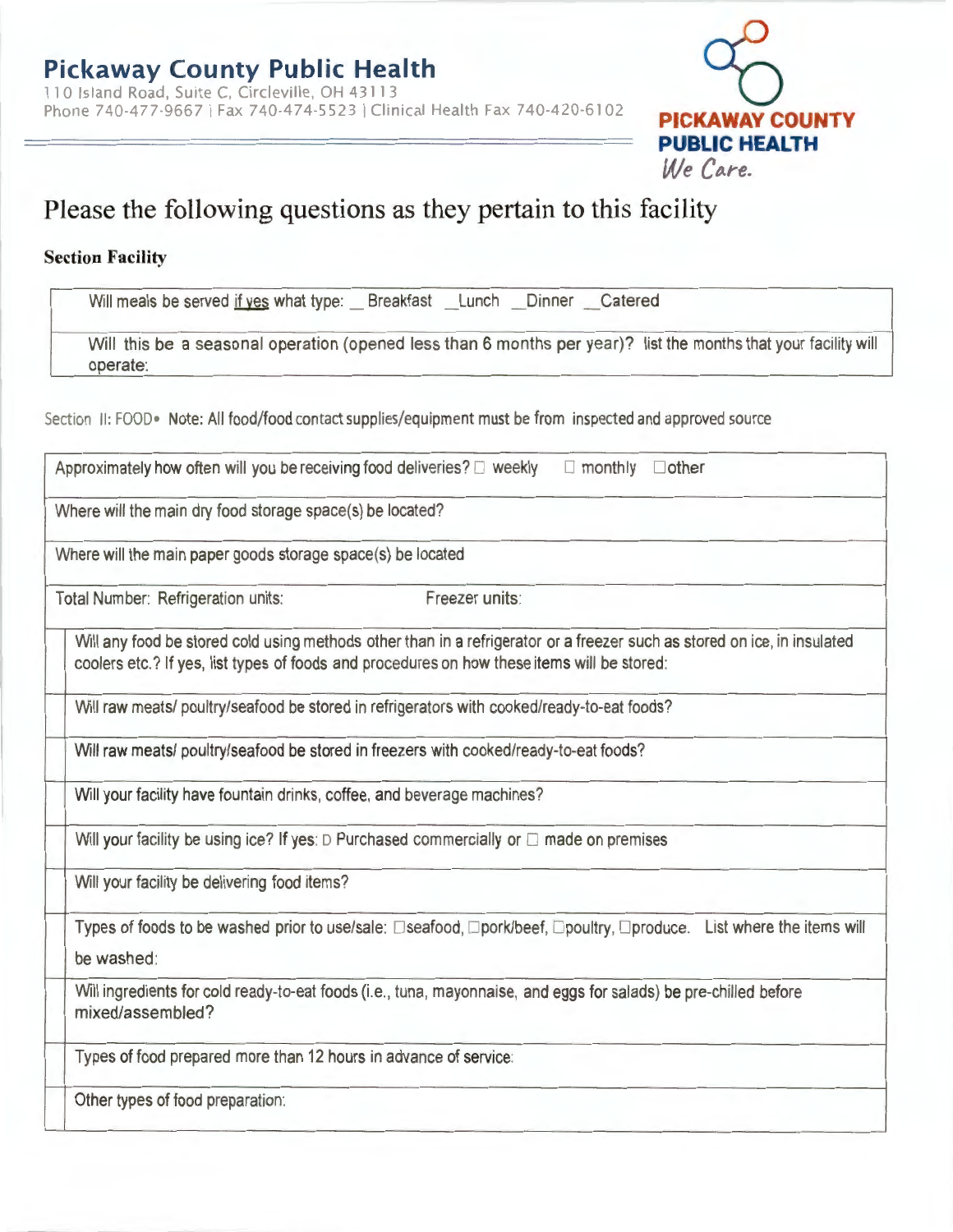# Pickaway County Public Health

110 Island Road, Suite C, Circleville, OH 43113
Phone 740-477-9667 | Fax 740-474-5523 | Clinical Health Fax 740-420-6102

PICKAWAY COUNTY PUBLIC HEALTH
*We Care.*

## Please the following questions as they pertain to this facility

**Section Facility**

| |
|---|
| Will meals be served if yes what type: \_\_ Breakfast \_\_Lunch \_\_Dinner \_\_Catered |
| Will this be a seasonal operation (opened less than 6 months per year)? list the months that your facility will operate: |

Section II: FOOD• Note: All food/food contact supplies/equipment must be from inspected and approved source

| |
|---|
| Approximately how often will you be receiving food deliveries? ☐ weekly ☐ monthly ☐other |
| Where will the main dry food storage space(s) be located? |
| Where will the main paper goods storage space(s) be located |
| Total Number: Refrigeration units: Freezer units: |
| Will any food be stored cold using methods other than in a refrigerator or a freezer such as stored on ice, in insulated coolers etc.? If yes, list types of foods and procedures on how these items will be stored: |
| Will raw meats/ poultry/seafood be stored in refrigerators with cooked/ready-to-eat foods? |
| Will raw meats/ poultry/seafood be stored in freezers with cooked/ready-to-eat foods? |
| Will your facility have fountain drinks, coffee, and beverage machines? |
| Will your facility be using ice? If yes: ☐ Purchased commercially or ☐ made on premises |
| Will your facility be delivering food items? |
| Types of foods to be washed prior to use/sale: ☐seafood, ☐pork/beef, ☐poultry, ☐produce. List where the items will be washed: |
| Will ingredients for cold ready-to-eat foods (i.e., tuna, mayonnaise, and eggs for salads) be pre-chilled before mixed/assembled? |
| Types of food prepared more than 12 hours in advance of service: |
| Other types of food preparation: |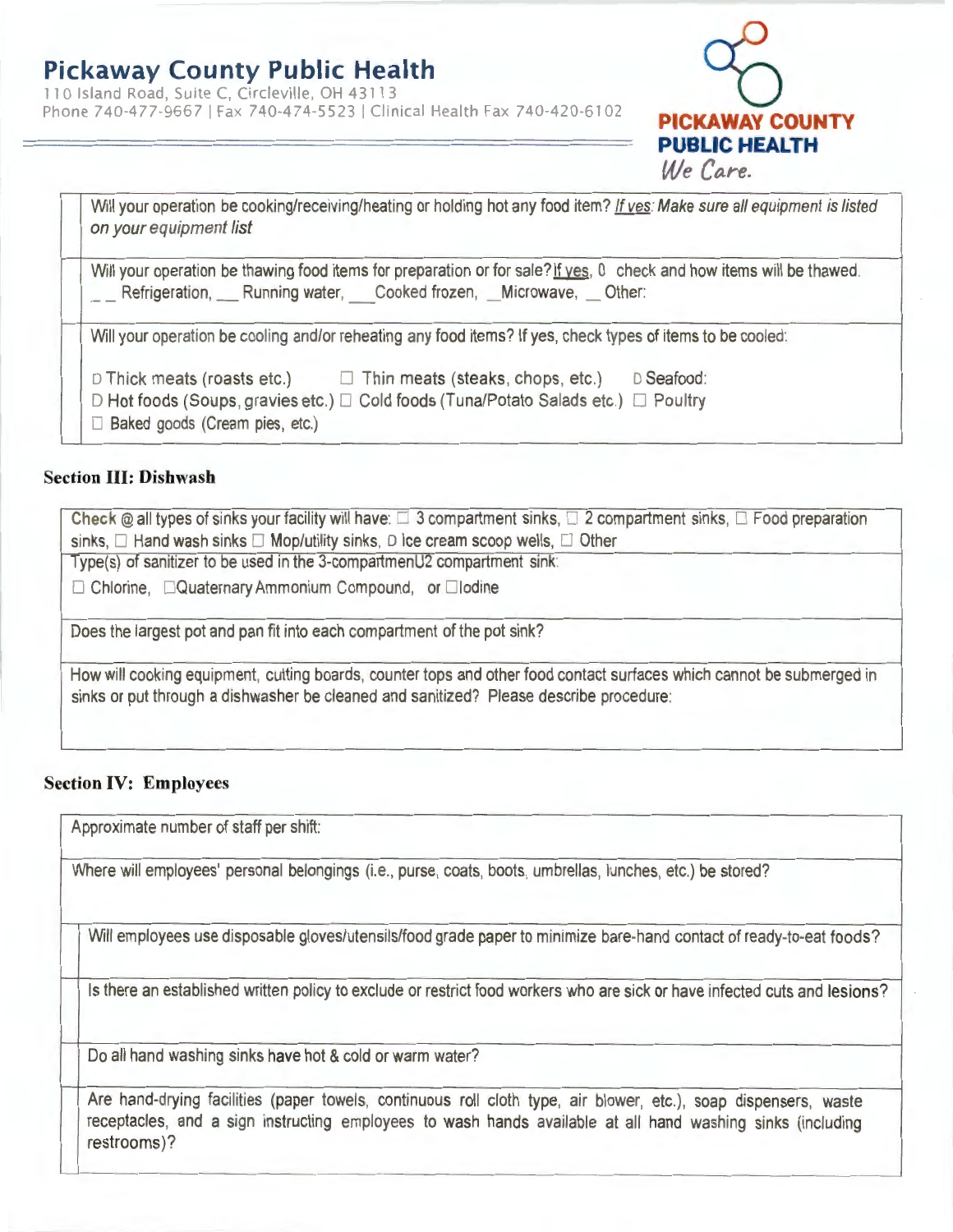# Pickaway County Public Health

110 Island Road, Suite C, Circleville, OH 43113
Phone 740-477-9667 | Fax 740-474-5523 | Clinical Health Fax 740-420-6102

**PICKAWAY COUNTY PUBLIC HEALTH**
*We Care.*

| | |
|---|---|
| | Will your operation be cooking/receiving/heating or holding hot any food item? *If yes: Make sure all equipment is listed on your equipment list* |
| | Will your operation be thawing food items for preparation or for sale? If yes, 0 check and how items will be thawed. __ Refrigeration, __ Running water, __ Cooked frozen, _Microwave, __ Other: |
| | Will your operation be cooling and/or reheating any food items? If yes, check types of items to be cooled:<br><br>☐ Thick meats (roasts etc.) ☐ Thin meats (steaks, chops, etc.) ☐ Seafood:<br>☐ Hot foods (Soups, gravies etc.) ☐ Cold foods (Tuna/Potato Salads etc.) ☐ Poultry<br>☐ Baked goods (Cream pies, etc.) |

### Section III: Dishwash

| |
|---|
| Check @ all types of sinks your facility will have: ☐ 3 compartment sinks, ☐ 2 compartment sinks, ☐ Food preparation sinks, ☐ Hand wash sinks ☐ Mop/utility sinks, ☐ Ice cream scoop wells, ☐ Other |
| Type(s) of sanitizer to be used in the 3-compartmenU2 compartment sink:<br>☐ Chlorine, ☐ Quaternary Ammonium Compound, or ☐ Iodine |
| Does the largest pot and pan fit into each compartment of the pot sink? |
| How will cooking equipment, cutting boards, counter tops and other food contact surfaces which cannot be submerged in sinks or put through a dishwasher be cleaned and sanitized? Please describe procedure: |

### Section IV: Employees

| | |
|---|---|
| Approximate number of staff per shift: | |
| Where will employees' personal belongings (i.e., purse, coats, boots, umbrellas, lunches, etc.) be stored? | |
| | Will employees use disposable gloves/utensils/food grade paper to minimize bare-hand contact of ready-to-eat foods? |
| | Is there an established written policy to exclude or restrict food workers who are sick or have infected cuts and lesions? |
| | Do all hand washing sinks have hot & cold or warm water? |
| | Are hand-drying facilities (paper towels, continuous roll cloth type, air blower, etc.), soap dispensers, waste receptacles, and a sign instructing employees to wash hands available at all hand washing sinks (including restrooms)? |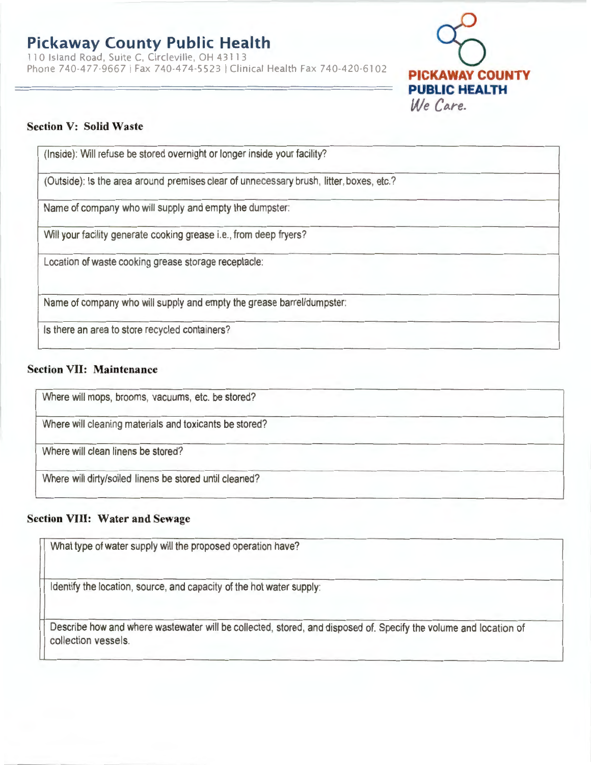# Pickaway County Public Health

110 Island Road, Suite C, Circleville, OH 43113
Phone 740-477-9667 | Fax 740-474-5523 | Clinical Health Fax 740-420-6102

**PICKAWAY COUNTY PUBLIC HEALTH**
*We Care.*

### Section V: Solid Waste

| (Inside): Will refuse be stored overnight or longer inside your facility? |
|---|
| (Outside): Is the area around premises clear of unnecessary brush, litter, boxes, etc.? |
| Name of company who will supply and empty the dumpster: |
| Will your facility generate cooking grease i.e., from deep fryers? |
| Location of waste cooking grease storage receptacle: |
| Name of company who will supply and empty the grease barrel/dumpster: |
| Is there an area to store recycled containers? |

### Section VII: Maintenance

| Where will mops, brooms, vacuums, etc. be stored? |
|---|
| Where will cleaning materials and toxicants be stored? |
| Where will clean linens be stored? |
| Where will dirty/soiled linens be stored until cleaned? |

### Section VIII: Water and Sewage

| What type of water supply will the proposed operation have? |
|---|
| Identify the location, source, and capacity of the hot water supply: |
| Describe how and where wastewater will be collected, stored, and disposed of. Specify the volume and location of collection vessels. |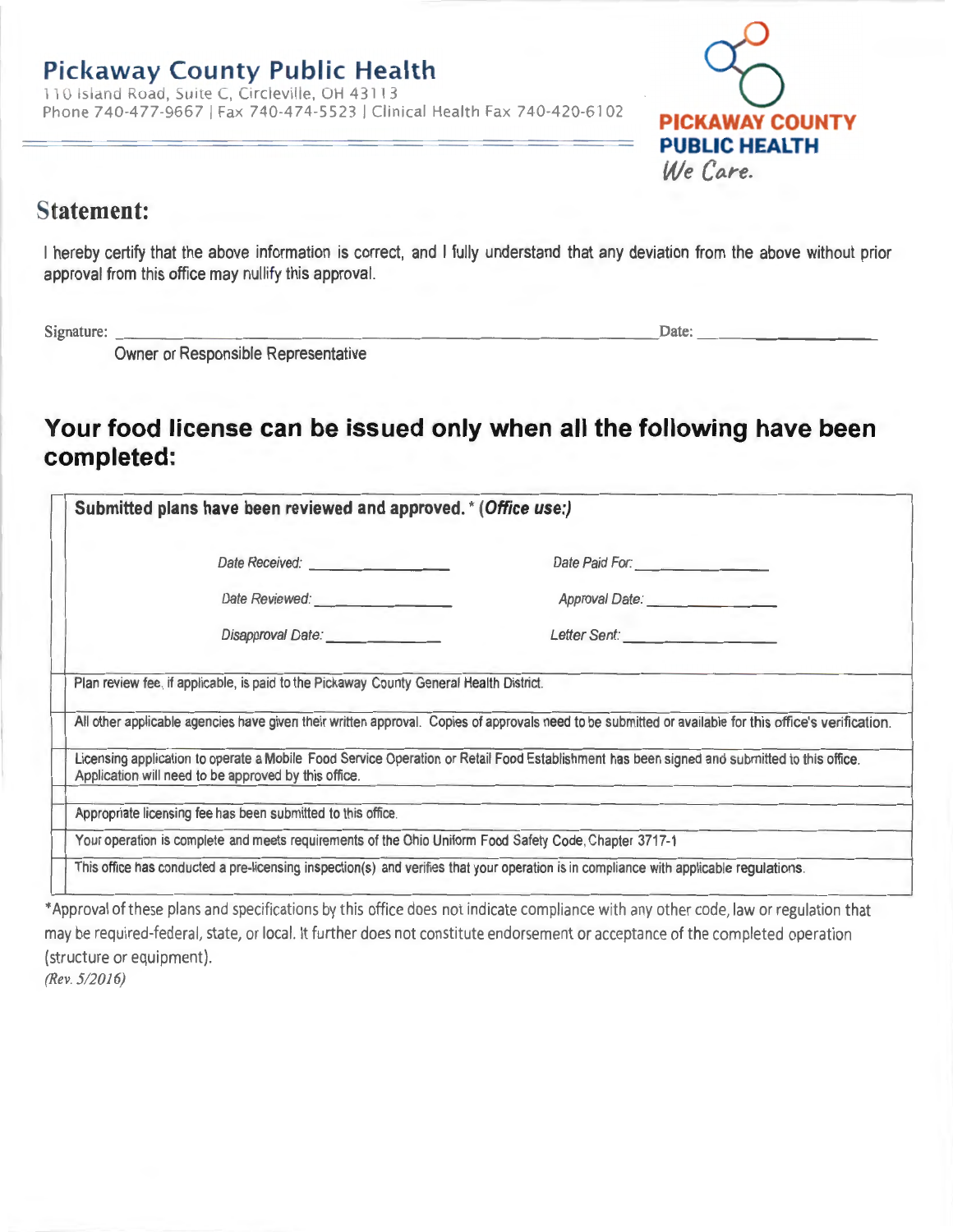# Pickaway County Public Health

110 Island Road, Suite C, Circleville, OH 43113
Phone 740-477-9667 | Fax 740-474-5523 | Clinical Health Fax 740-420-6102

PICKAWAY COUNTY PUBLIC HEALTH
*We Care.*

## Statement:

I hereby certify that the above information is correct, and I fully understand that any deviation from the above without prior approval from this office may nullify this approval.

Signature: ______________________________________________ Date: ______________
Owner or Responsible Representative

## Your food license can be issued only when all the following have been completed:

| |
|---|
| **Submitted plans have been reviewed and approved. * (*Office use:*)**<br><br>*Date Received:* ______________ *Date Paid For:* ______________<br>*Date Reviewed:* ______________ *Approval Date:* ______________<br>*Disapproval Date:* ______________ *Letter Sent:* ______________ |
| Plan review fee, if applicable, is paid to the Pickaway County General Health District. |
| All other applicable agencies have given their written approval. Copies of approvals need to be submitted or available for this office's verification. |
| Licensing application to operate a Mobile Food Service Operation or Retail Food Establishment has been signed and submitted to this office. Application will need to be approved by this office. |
| Appropriate licensing fee has been submitted to this office. |
| Your operation is complete and meets requirements of the Ohio Uniform Food Safety Code, Chapter 3717-1 |
| This office has conducted a pre-licensing inspection(s) and verifies that your operation is in compliance with applicable regulations. |

*Approval of these plans and specifications by this office does not indicate compliance with any other code, law or regulation that may be required-federal, state, or local. It further does not constitute endorsement or acceptance of the completed operation (structure or equipment).

*(Rev. 5/2016)*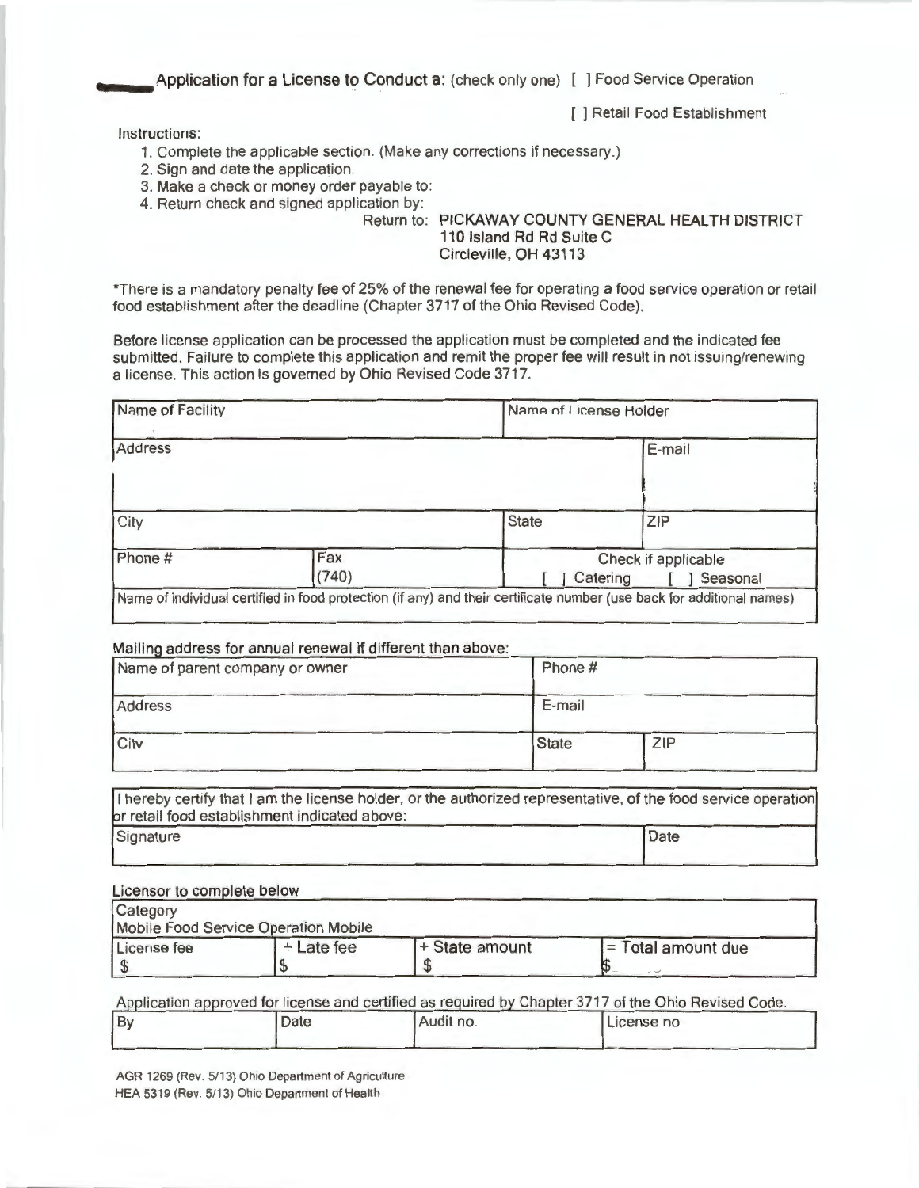# Application for a License to Conduct a: (check only one) [ ] Food Service Operation

[ ] Retail Food Establishment

Instructions:

1. Complete the applicable section. (Make any corrections if necessary.)
2. Sign and date the application.
3. Make a check or money order payable to:
4. Return check and signed application by:

Return to: **PICKAWAY COUNTY GENERAL HEALTH DISTRICT**
**110 Island Rd Rd Suite C**
**Circleville, OH 43113**

*There is a mandatory penalty fee of 25% of the renewal fee for operating a food service operation or retail food establishment after the deadline (Chapter 3717 of the Ohio Revised Code).

Before license application can be processed the application must be completed and the indicated fee submitted. Failure to complete this application and remit the proper fee will result in not issuing/renewing a license. This action is governed by Ohio Revised Code 3717.

| | | | |
|---|---|---|---|
| Name of Facility | | Name of License Holder | |
| Address | | | E-mail |
| City | | State | ZIP |
| Phone # | Fax (740) | Check if applicable [ ] Catering [ ] Seasonal | |
| Name of individual certified in food protection (if any) and their certificate number (use back for additional names) | | | |

Mailing address for annual renewal if different than above:

| | | |
|---|---|---|
| Name of parent company or owner | Phone # | |
| Address | E-mail | |
| City | State | ZIP |

| | |
|---|---|
| I hereby certify that I am the license holder, or the authorized representative, of the food service operation or retail food establishment indicated above: | |
| Signature | Date |

Licensor to complete below

| | | | |
|---|---|---|---|
| Category Mobile Food Service Operation Mobile | | | |
| License fee $ | + Late fee $ | + State amount $ | = Total amount due $ |

Application approved for license and certified as required by Chapter 3717 of the Ohio Revised Code.

| By | Date | Audit no. | License no |
|---|---|---|---|
| | | | |

AGR 1269 (Rev. 5/13) Ohio Department of Agriculture
HEA 5319 (Rev. 5/13) Ohio Department of Health